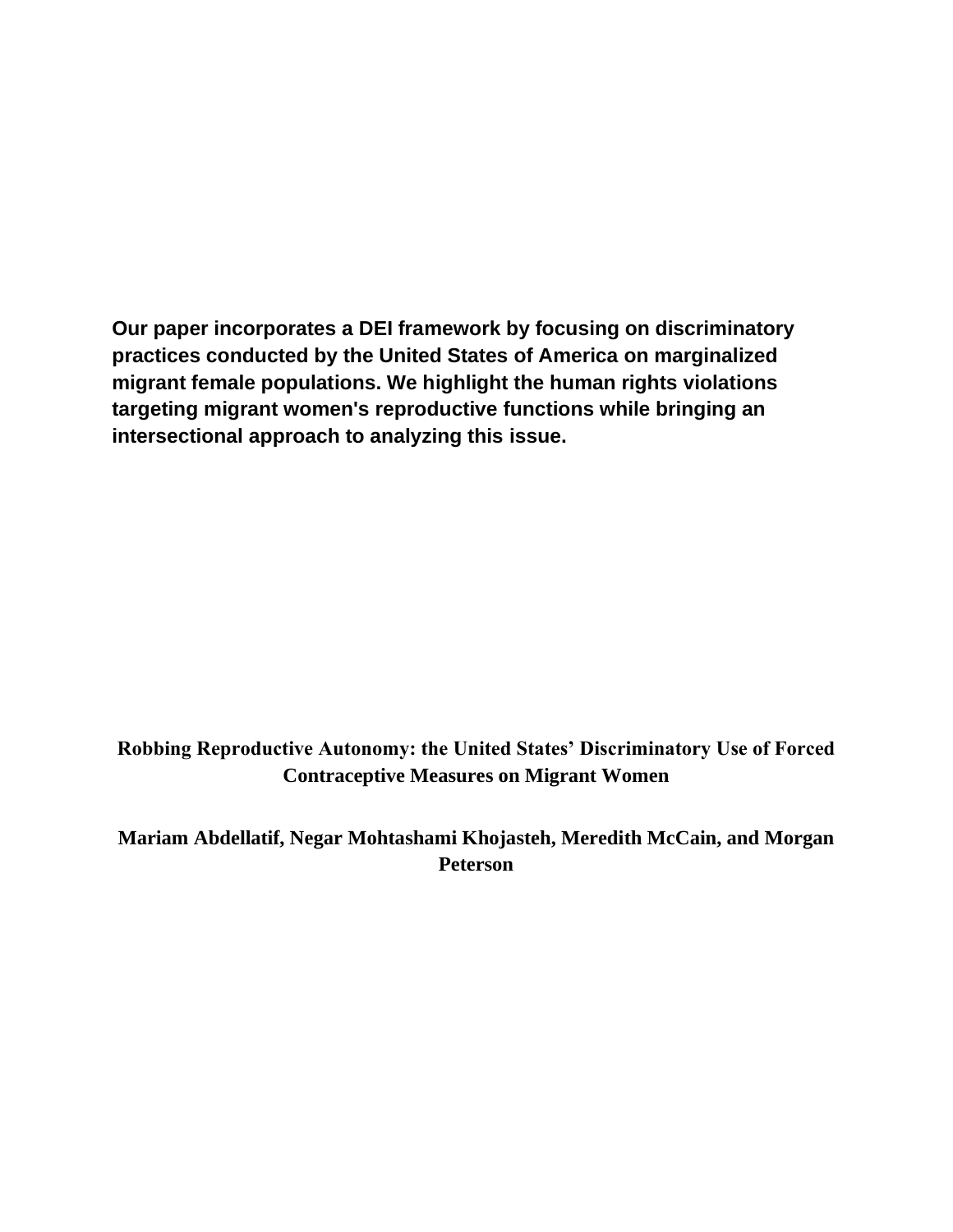**Our paper incorporates a DEI framework by focusing on discriminatory practices conducted by the United States of America on marginalized migrant female populations. We highlight the human rights violations targeting migrant women's reproductive functions while bringing an intersectional approach to analyzing this issue.**

# Robbing Reproductive Autonomy: the United States' Discriminatory Use of Forced Contraceptive Measures on Migrant Women

**Mariam Abdellatif, Negar Mohtashami Khojasteh, Meredith McCain, and Morgan Peterson**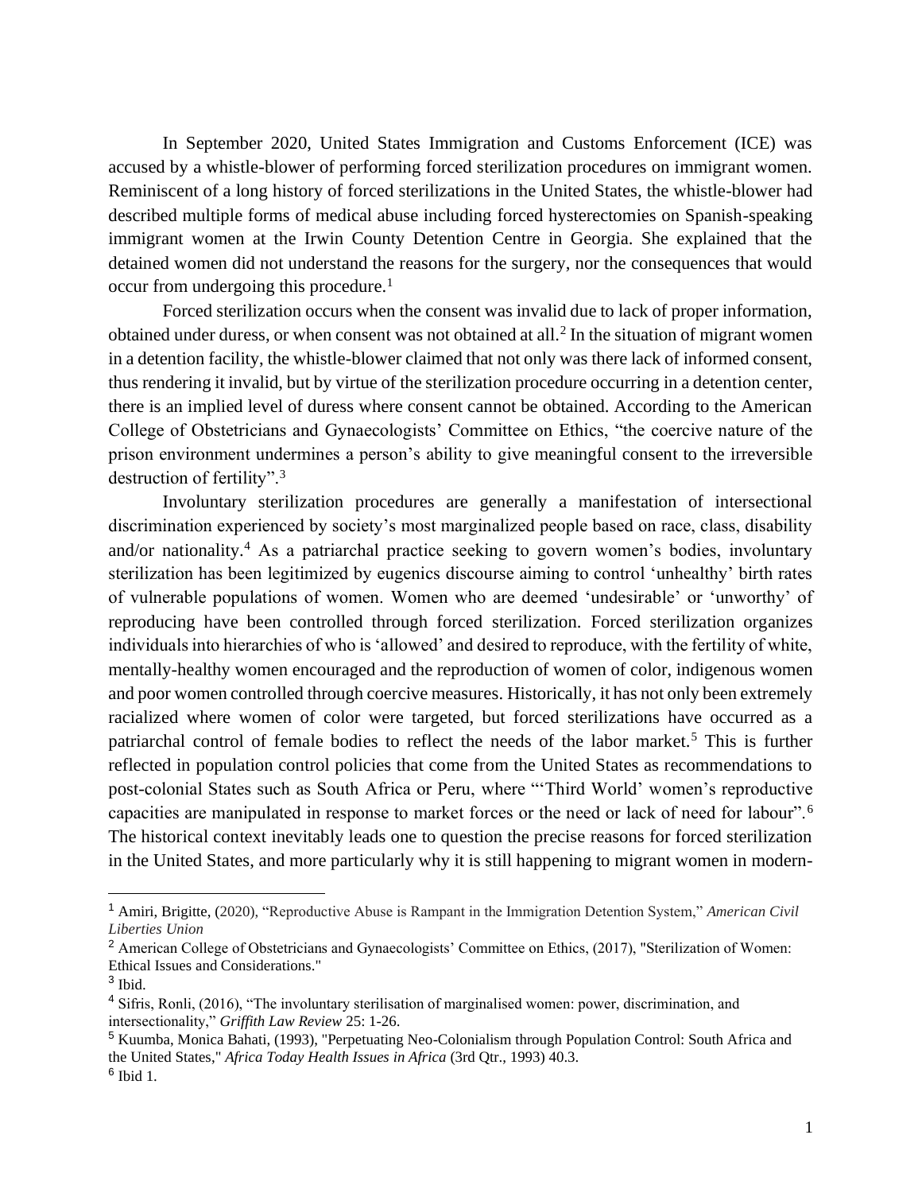In September 2020, United States Immigration and Customs Enforcement (ICE) was accused by a whistle-blower of performing forced sterilization procedures on immigrant women. Reminiscent of a long history of forced sterilizations in the United States, the whistle-blower had described multiple forms of medical abuse including forced hysterectomies on Spanish-speaking immigrant women at the Irwin County Detention Centre in Georgia. She explained that the detained women did not understand the reasons for the surgery, nor the consequences that would occur from undergoing this procedure.[1]

Forced sterilization occurs when the consent was invalid due to lack of proper information, obtained under duress, or when consent was not obtained at all.[2] In the situation of migrant women in a detention facility, the whistle-blower claimed that not only was there lack of informed consent, thus rendering it invalid, but by virtue of the sterilization procedure occurring in a detention center, there is an implied level of duress where consent cannot be obtained. According to the American College of Obstetricians and Gynaecologists' Committee on Ethics, "the coercive nature of the prison environment undermines a person's ability to give meaningful consent to the irreversible destruction of fertility".[3]

Involuntary sterilization procedures are generally a manifestation of intersectional discrimination experienced by society's most marginalized people based on race, class, disability and/or nationality.[4] As a patriarchal practice seeking to govern women's bodies, involuntary sterilization has been legitimized by eugenics discourse aiming to control 'unhealthy' birth rates of vulnerable populations of women. Women who are deemed 'undesirable' or 'unworthy' of reproducing have been controlled through forced sterilization. Forced sterilization organizes individuals into hierarchies of who is 'allowed' and desired to reproduce, with the fertility of white, mentally-healthy women encouraged and the reproduction of women of color, indigenous women and poor women controlled through coercive measures. Historically, it has not only been extremely racialized where women of color were targeted, but forced sterilizations have occurred as a patriarchal control of female bodies to reflect the needs of the labor market.[5] This is further reflected in population control policies that come from the United States as recommendations to post-colonial States such as South Africa or Peru, where "'Third World' women's reproductive capacities are manipulated in response to market forces or the need or lack of need for labour".[6] The historical context inevitably leads one to question the precise reasons for forced sterilization in the United States, and more particularly why it is still happening to migrant women in modern-

---

[1] Amiri, Brigitte, (2020), "Reproductive Abuse is Rampant in the Immigration Detention System," *American Civil Liberties Union*

[2] American College of Obstetricians and Gynaecologists' Committee on Ethics, (2017), "Sterilization of Women: Ethical Issues and Considerations."

[3] Ibid.

[4] Sifris, Ronli, (2016), "The involuntary sterilisation of marginalised women: power, discrimination, and intersectionality," *Griffith Law Review* 25: 1-26.

[5] Kuumba, Monica Bahati, (1993), "Perpetuating Neo-Colonialism through Population Control: South Africa and the United States," *Africa Today Health Issues in Africa* (3rd Qtr., 1993) 40.3.

[6] Ibid 1.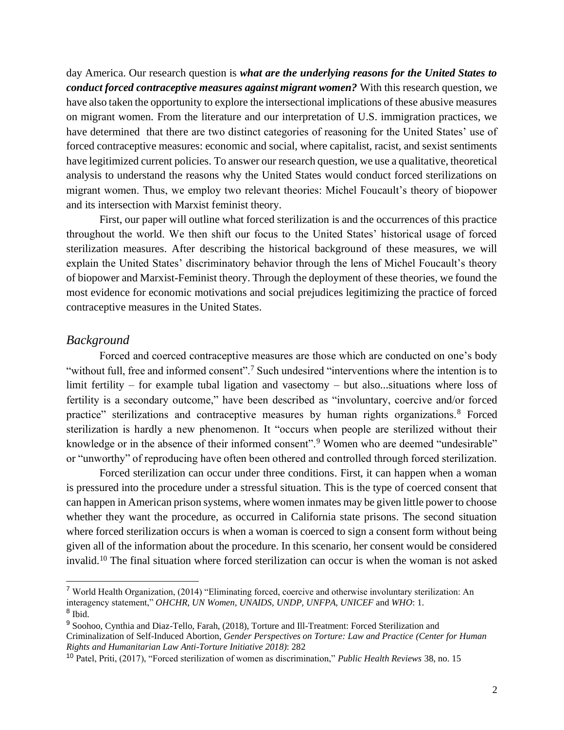day America. Our research question is ***what are the underlying reasons for the United States to conduct forced contraceptive measures against migrant women?*** With this research question, we have also taken the opportunity to explore the intersectional implications of these abusive measures on migrant women. From the literature and our interpretation of U.S. immigration practices, we have determined that there are two distinct categories of reasoning for the United States' use of forced contraceptive measures: economic and social, where capitalist, racist, and sexist sentiments have legitimized current policies. To answer our research question, we use a qualitative, theoretical analysis to understand the reasons why the United States would conduct forced sterilizations on migrant women. Thus, we employ two relevant theories: Michel Foucault's theory of biopower and its intersection with Marxist feminist theory.

First, our paper will outline what forced sterilization is and the occurrences of this practice throughout the world. We then shift our focus to the United States' historical usage of forced sterilization measures. After describing the historical background of these measures, we will explain the United States' discriminatory behavior through the lens of Michel Foucault's theory of biopower and Marxist-Feminist theory. Through the deployment of these theories, we found the most evidence for economic motivations and social prejudices legitimizing the practice of forced contraceptive measures in the United States.

## *Background*

Forced and coerced contraceptive measures are those which are conducted on one's body "without full, free and informed consent".[7] Such undesired "interventions where the intention is to limit fertility – for example tubal ligation and vasectomy – but also...situations where loss of fertility is a secondary outcome," have been described as "involuntary, coercive and/or forced practice" sterilizations and contraceptive measures by human rights organizations.[8] Forced sterilization is hardly a new phenomenon. It "occurs when people are sterilized without their knowledge or in the absence of their informed consent".[9] Women who are deemed "undesirable" or "unworthy" of reproducing have often been othered and controlled through forced sterilization.

Forced sterilization can occur under three conditions. First, it can happen when a woman is pressured into the procedure under a stressful situation. This is the type of coerced consent that can happen in American prison systems, where women inmates may be given little power to choose whether they want the procedure, as occurred in California state prisons. The second situation where forced sterilization occurs is when a woman is coerced to sign a consent form without being given all of the information about the procedure. In this scenario, her consent would be considered invalid.[10] The final situation where forced sterilization can occur is when the woman is not asked

---

[7] World Health Organization, (2014) "Eliminating forced, coercive and otherwise involuntary sterilization: An interagency statement," *OHCHR, UN Women, UNAIDS, UNDP, UNFPA, UNICEF* and *WHO*: 1.

[8] Ibid.

[9] Soohoo, Cynthia and Diaz-Tello, Farah, (2018), Torture and Ill-Treatment: Forced Sterilization and Criminalization of Self-Induced Abortion, *Gender Perspectives on Torture: Law and Practice (Center for Human Rights and Humanitarian Law Anti-Torture Initiative 2018)*: 282

[10] Patel, Priti, (2017), "Forced sterilization of women as discrimination," *Public Health Reviews* 38, no. 15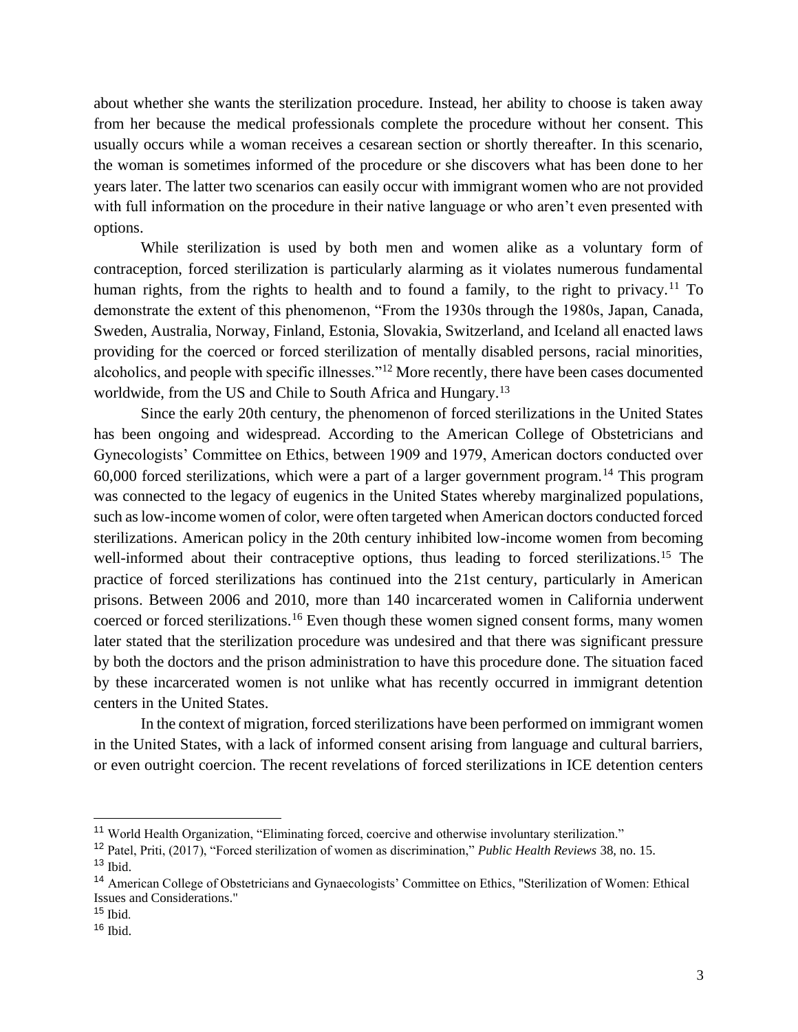about whether she wants the sterilization procedure. Instead, her ability to choose is taken away from her because the medical professionals complete the procedure without her consent. This usually occurs while a woman receives a cesarean section or shortly thereafter. In this scenario, the woman is sometimes informed of the procedure or she discovers what has been done to her years later. The latter two scenarios can easily occur with immigrant women who are not provided with full information on the procedure in their native language or who aren't even presented with options.

While sterilization is used by both men and women alike as a voluntary form of contraception, forced sterilization is particularly alarming as it violates numerous fundamental human rights, from the rights to health and to found a family, to the right to privacy.[11] To demonstrate the extent of this phenomenon, "From the 1930s through the 1980s, Japan, Canada, Sweden, Australia, Norway, Finland, Estonia, Slovakia, Switzerland, and Iceland all enacted laws providing for the coerced or forced sterilization of mentally disabled persons, racial minorities, alcoholics, and people with specific illnesses."[12] More recently, there have been cases documented worldwide, from the US and Chile to South Africa and Hungary.[13]

Since the early 20th century, the phenomenon of forced sterilizations in the United States has been ongoing and widespread. According to the American College of Obstetricians and Gynecologists' Committee on Ethics, between 1909 and 1979, American doctors conducted over 60,000 forced sterilizations, which were a part of a larger government program.[14] This program was connected to the legacy of eugenics in the United States whereby marginalized populations, such as low-income women of color, were often targeted when American doctors conducted forced sterilizations. American policy in the 20th century inhibited low-income women from becoming well-informed about their contraceptive options, thus leading to forced sterilizations.[15] The practice of forced sterilizations has continued into the 21st century, particularly in American prisons. Between 2006 and 2010, more than 140 incarcerated women in California underwent coerced or forced sterilizations.[16] Even though these women signed consent forms, many women later stated that the sterilization procedure was undesired and that there was significant pressure by both the doctors and the prison administration to have this procedure done. The situation faced by these incarcerated women is not unlike what has recently occurred in immigrant detention centers in the United States.

In the context of migration, forced sterilizations have been performed on immigrant women in the United States, with a lack of informed consent arising from language and cultural barriers, or even outright coercion. The recent revelations of forced sterilizations in ICE detention centers

---

[11] World Health Organization, "Eliminating forced, coercive and otherwise involuntary sterilization."

[12] Patel, Priti, (2017), "Forced sterilization of women as discrimination," *Public Health Reviews* 38, no. 15.

[13] Ibid.

[14] American College of Obstetricians and Gynaecologists' Committee on Ethics, "Sterilization of Women: Ethical Issues and Considerations."

[15] Ibid.

[16] Ibid.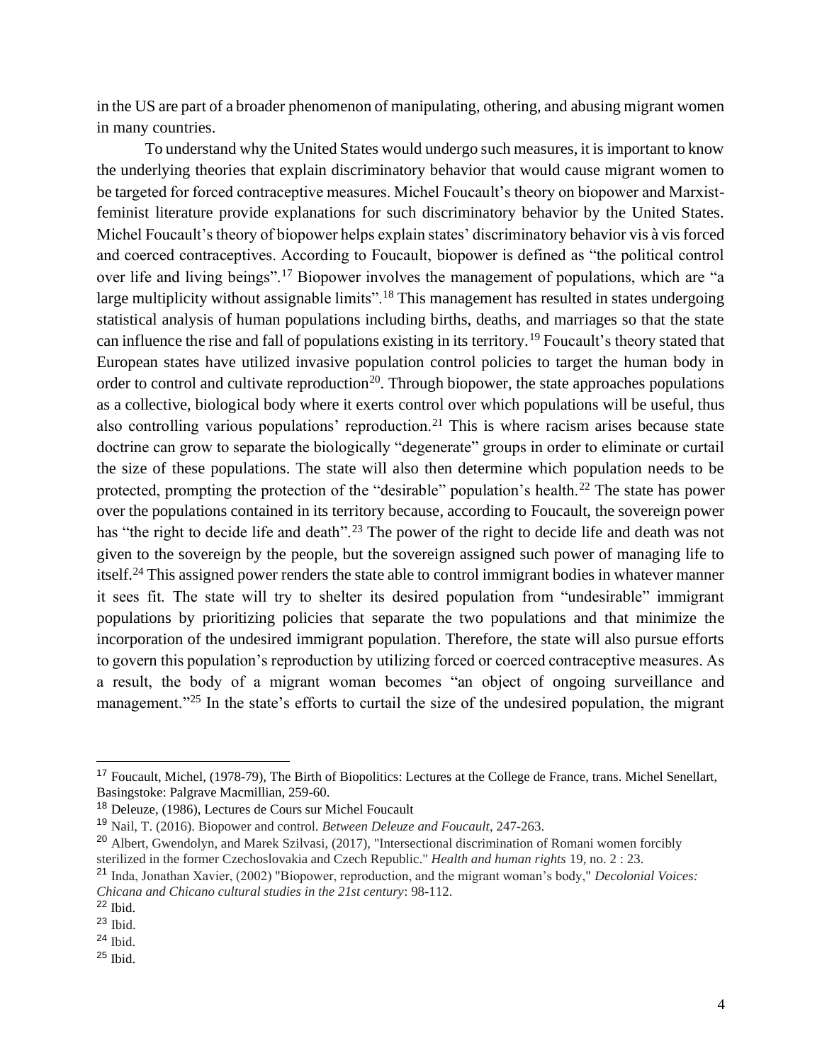in the US are part of a broader phenomenon of manipulating, othering, and abusing migrant women in many countries.

To understand why the United States would undergo such measures, it is important to know the underlying theories that explain discriminatory behavior that would cause migrant women to be targeted for forced contraceptive measures. Michel Foucault's theory on biopower and Marxist-feminist literature provide explanations for such discriminatory behavior by the United States. Michel Foucault's theory of biopower helps explain states' discriminatory behavior vis à vis forced and coerced contraceptives. According to Foucault, biopower is defined as "the political control over life and living beings".[17] Biopower involves the management of populations, which are "a large multiplicity without assignable limits".[18] This management has resulted in states undergoing statistical analysis of human populations including births, deaths, and marriages so that the state can influence the rise and fall of populations existing in its territory.[19] Foucault's theory stated that European states have utilized invasive population control policies to target the human body in order to control and cultivate reproduction[20]. Through biopower, the state approaches populations as a collective, biological body where it exerts control over which populations will be useful, thus also controlling various populations' reproduction.[21] This is where racism arises because state doctrine can grow to separate the biologically "degenerate" groups in order to eliminate or curtail the size of these populations. The state will also then determine which population needs to be protected, prompting the protection of the "desirable" population's health.[22] The state has power over the populations contained in its territory because, according to Foucault, the sovereign power has "the right to decide life and death".[23] The power of the right to decide life and death was not given to the sovereign by the people, but the sovereign assigned such power of managing life to itself.[24] This assigned power renders the state able to control immigrant bodies in whatever manner it sees fit. The state will try to shelter its desired population from "undesirable" immigrant populations by prioritizing policies that separate the two populations and that minimize the incorporation of the undesired immigrant population. Therefore, the state will also pursue efforts to govern this population's reproduction by utilizing forced or coerced contraceptive measures. As a result, the body of a migrant woman becomes "an object of ongoing surveillance and management."[25] In the state's efforts to curtail the size of the undesired population, the migrant

---

[17] Foucault, Michel, (1978-79), The Birth of Biopolitics: Lectures at the College de France, trans. Michel Senellart, Basingstoke: Palgrave Macmillian, 259-60.

[18] Deleuze, (1986), Lectures de Cours sur Michel Foucault

[19] Nail, T. (2016). Biopower and control. *Between Deleuze and Foucault*, 247-263.

[20] Albert, Gwendolyn, and Marek Szilvasi, (2017), "Intersectional discrimination of Romani women forcibly sterilized in the former Czechoslovakia and Czech Republic." *Health and human rights* 19, no. 2 : 23.

[21] Inda, Jonathan Xavier, (2002) "Biopower, reproduction, and the migrant woman's body," *Decolonial Voices: Chicana and Chicano cultural studies in the 21st century*: 98-112.

[22] Ibid.

[23] Ibid.

[24] Ibid.

[25] Ibid.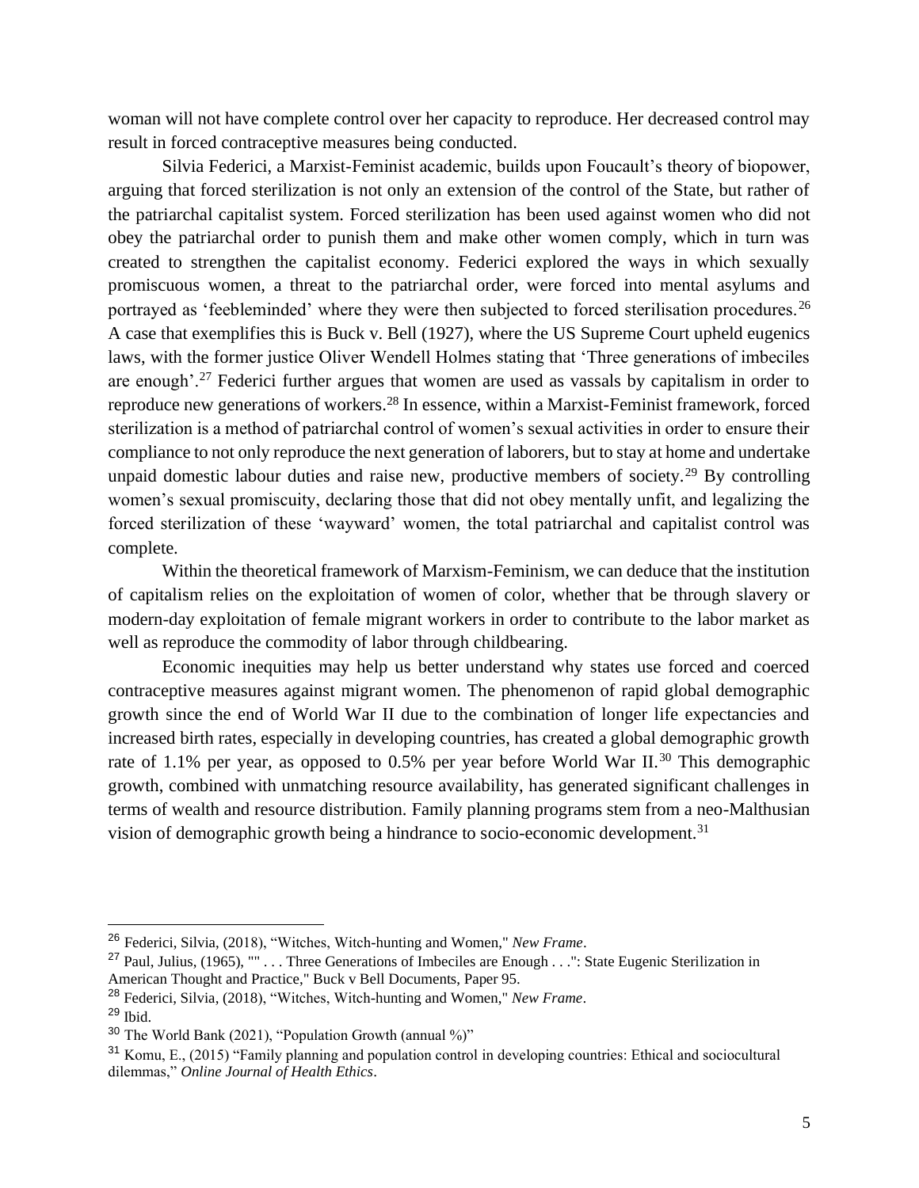woman will not have complete control over her capacity to reproduce. Her decreased control may result in forced contraceptive measures being conducted.

Silvia Federici, a Marxist-Feminist academic, builds upon Foucault's theory of biopower, arguing that forced sterilization is not only an extension of the control of the State, but rather of the patriarchal capitalist system. Forced sterilization has been used against women who did not obey the patriarchal order to punish them and make other women comply, which in turn was created to strengthen the capitalist economy. Federici explored the ways in which sexually promiscuous women, a threat to the patriarchal order, were forced into mental asylums and portrayed as 'feebleminded' where they were then subjected to forced sterilisation procedures.[26] A case that exemplifies this is Buck v. Bell (1927), where the US Supreme Court upheld eugenics laws, with the former justice Oliver Wendell Holmes stating that 'Three generations of imbeciles are enough'.[27] Federici further argues that women are used as vassals by capitalism in order to reproduce new generations of workers.[28] In essence, within a Marxist-Feminist framework, forced sterilization is a method of patriarchal control of women's sexual activities in order to ensure their compliance to not only reproduce the next generation of laborers, but to stay at home and undertake unpaid domestic labour duties and raise new, productive members of society.[29] By controlling women's sexual promiscuity, declaring those that did not obey mentally unfit, and legalizing the forced sterilization of these 'wayward' women, the total patriarchal and capitalist control was complete.

Within the theoretical framework of Marxism-Feminism, we can deduce that the institution of capitalism relies on the exploitation of women of color, whether that be through slavery or modern-day exploitation of female migrant workers in order to contribute to the labor market as well as reproduce the commodity of labor through childbearing.

Economic inequities may help us better understand why states use forced and coerced contraceptive measures against migrant women. The phenomenon of rapid global demographic growth since the end of World War II due to the combination of longer life expectancies and increased birth rates, especially in developing countries, has created a global demographic growth rate of 1.1% per year, as opposed to 0.5% per year before World War II.[30] This demographic growth, combined with unmatching resource availability, has generated significant challenges in terms of wealth and resource distribution. Family planning programs stem from a neo-Malthusian vision of demographic growth being a hindrance to socio-economic development.[31]

---

[26] Federici, Silvia, (2018), "Witches, Witch-hunting and Women," *New Frame*.

[27] Paul, Julius, (1965), "" . . . Three Generations of Imbeciles are Enough . . .": State Eugenic Sterilization in American Thought and Practice," Buck v Bell Documents, Paper 95.

[28] Federici, Silvia, (2018), "Witches, Witch-hunting and Women," *New Frame*.

[29] Ibid.

[30] The World Bank (2021), "Population Growth (annual %)"

[31] Komu, E., (2015) "Family planning and population control in developing countries: Ethical and sociocultural dilemmas," *Online Journal of Health Ethics*.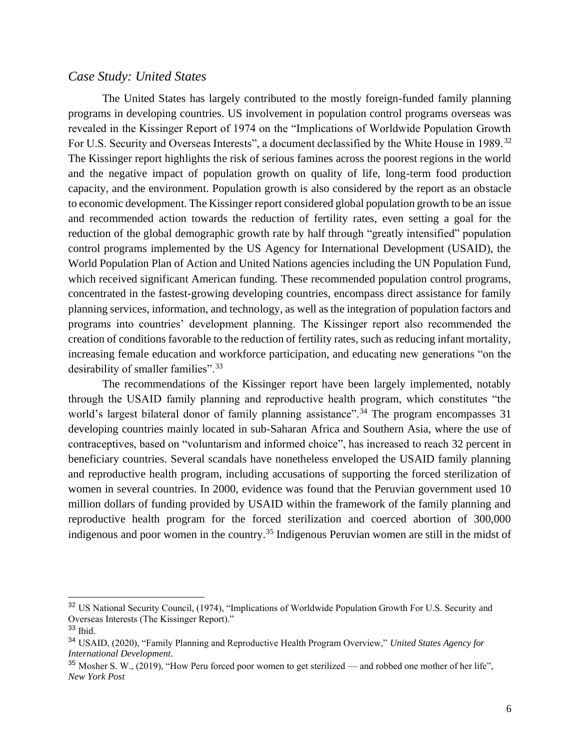### *Case Study: United States*

The United States has largely contributed to the mostly foreign-funded family planning programs in developing countries. US involvement in population control programs overseas was revealed in the Kissinger Report of 1974 on the "Implications of Worldwide Population Growth For U.S. Security and Overseas Interests", a document declassified by the White House in 1989.[32] The Kissinger report highlights the risk of serious famines across the poorest regions in the world and the negative impact of population growth on quality of life, long-term food production capacity, and the environment. Population growth is also considered by the report as an obstacle to economic development. The Kissinger report considered global population growth to be an issue and recommended action towards the reduction of fertility rates, even setting a goal for the reduction of the global demographic growth rate by half through "greatly intensified" population control programs implemented by the US Agency for International Development (USAID), the World Population Plan of Action and United Nations agencies including the UN Population Fund, which received significant American funding. These recommended population control programs, concentrated in the fastest-growing developing countries, encompass direct assistance for family planning services, information, and technology, as well as the integration of population factors and programs into countries' development planning. The Kissinger report also recommended the creation of conditions favorable to the reduction of fertility rates, such as reducing infant mortality, increasing female education and workforce participation, and educating new generations "on the desirability of smaller families".[33]

The recommendations of the Kissinger report have been largely implemented, notably through the USAID family planning and reproductive health program, which constitutes "the world's largest bilateral donor of family planning assistance".[34] The program encompasses 31 developing countries mainly located in sub-Saharan Africa and Southern Asia, where the use of contraceptives, based on "voluntarism and informed choice", has increased to reach 32 percent in beneficiary countries. Several scandals have nonetheless enveloped the USAID family planning and reproductive health program, including accusations of supporting the forced sterilization of women in several countries. In 2000, evidence was found that the Peruvian government used 10 million dollars of funding provided by USAID within the framework of the family planning and reproductive health program for the forced sterilization and coerced abortion of 300,000 indigenous and poor women in the country.[35] Indigenous Peruvian women are still in the midst of

---

[32] US National Security Council, (1974), "Implications of Worldwide Population Growth For U.S. Security and Overseas Interests (The Kissinger Report)."

[33] Ibid.

[34] USAID, (2020), "Family Planning and Reproductive Health Program Overview," *United States Agency for International Development*.

[35] Mosher S. W., (2019), "How Peru forced poor women to get sterilized — and robbed one mother of her life", *New York Post*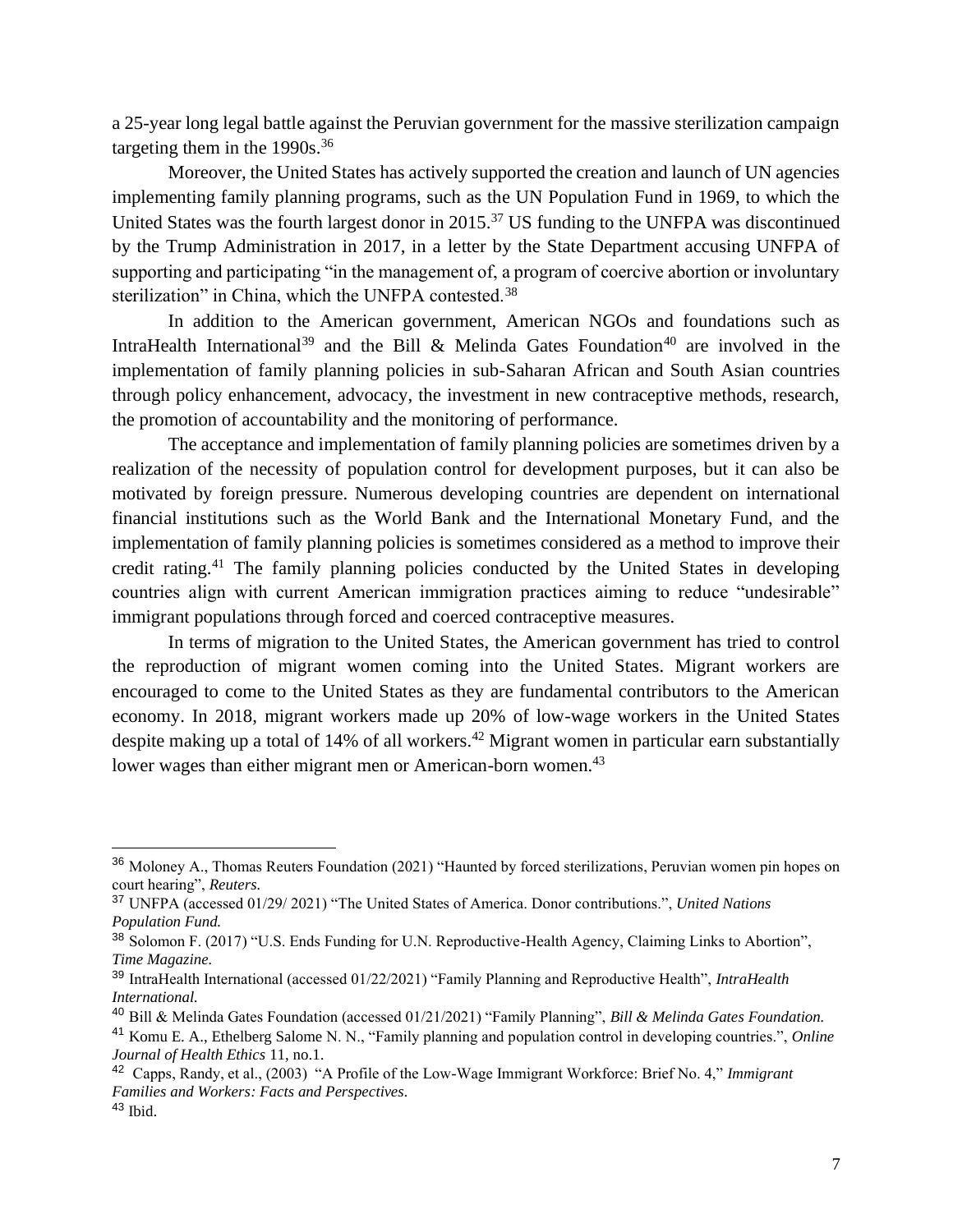a 25-year long legal battle against the Peruvian government for the massive sterilization campaign targeting them in the 1990s.[36]

Moreover, the United States has actively supported the creation and launch of UN agencies implementing family planning programs, such as the UN Population Fund in 1969, to which the United States was the fourth largest donor in 2015.[37] US funding to the UNFPA was discontinued by the Trump Administration in 2017, in a letter by the State Department accusing UNFPA of supporting and participating "in the management of, a program of coercive abortion or involuntary sterilization" in China, which the UNFPA contested.[38]

In addition to the American government, American NGOs and foundations such as IntraHealth International[39] and the Bill & Melinda Gates Foundation[40] are involved in the implementation of family planning policies in sub-Saharan African and South Asian countries through policy enhancement, advocacy, the investment in new contraceptive methods, research, the promotion of accountability and the monitoring of performance.

The acceptance and implementation of family planning policies are sometimes driven by a realization of the necessity of population control for development purposes, but it can also be motivated by foreign pressure. Numerous developing countries are dependent on international financial institutions such as the World Bank and the International Monetary Fund, and the implementation of family planning policies is sometimes considered as a method to improve their credit rating.[41] The family planning policies conducted by the United States in developing countries align with current American immigration practices aiming to reduce "undesirable" immigrant populations through forced and coerced contraceptive measures.

In terms of migration to the United States, the American government has tried to control the reproduction of migrant women coming into the United States. Migrant workers are encouraged to come to the United States as they are fundamental contributors to the American economy. In 2018, migrant workers made up 20% of low-wage workers in the United States despite making up a total of 14% of all workers.[42] Migrant women in particular earn substantially lower wages than either migrant men or American-born women.[43]

---

[36] Moloney A., Thomas Reuters Foundation (2021) "Haunted by forced sterilizations, Peruvian women pin hopes on court hearing", *Reuters.*

[37] UNFPA (accessed 01/29/ 2021) "The United States of America. Donor contributions.", *United Nations Population Fund.*

[38] Solomon F. (2017) "U.S. Ends Funding for U.N. Reproductive-Health Agency, Claiming Links to Abortion", *Time Magazine.*

[39] IntraHealth International (accessed 01/22/2021) "Family Planning and Reproductive Health", *IntraHealth International.*

[40] Bill & Melinda Gates Foundation (accessed 01/21/2021) "Family Planning", *Bill & Melinda Gates Foundation.*

[41] Komu E. A., Ethelberg Salome N. N., "Family planning and population control in developing countries.", *Online Journal of Health Ethics* 11, no.1.

[42] Capps, Randy, et al., (2003) "A Profile of the Low-Wage Immigrant Workforce: Brief No. 4," *Immigrant Families and Workers: Facts and Perspectives.*

[43] Ibid.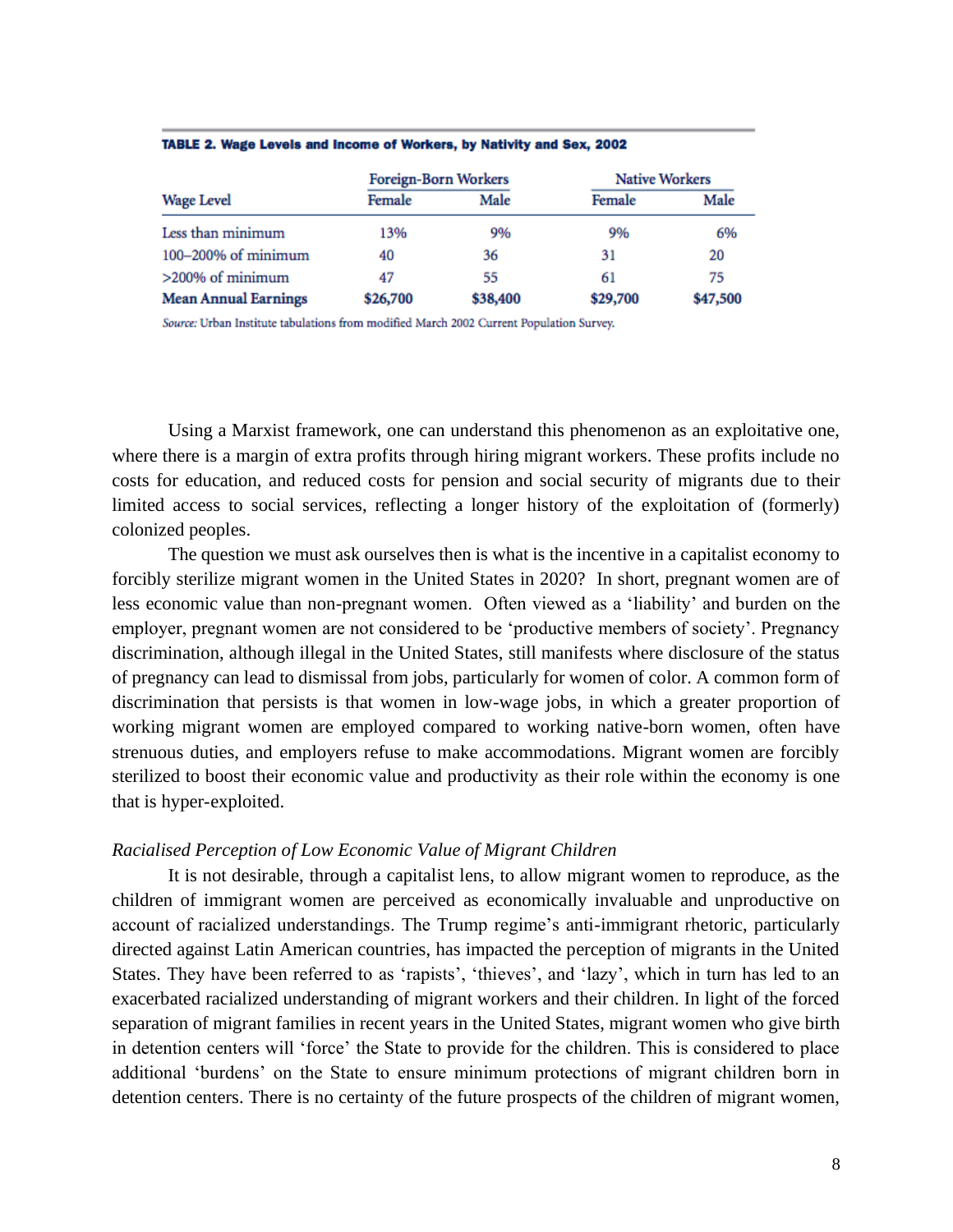**TABLE 2. Wage Levels and Income of Workers, by Nativity and Sex, 2002**

| Wage Level | Foreign-Born Workers | | Native Workers | |
|---|---|---|---|---|
| | Female | Male | Female | Male |
| Less than minimum | 13% | 9% | 9% | 6% |
| 100–200% of minimum | 40 | 36 | 31 | 20 |
| >200% of minimum | 47 | 55 | 61 | 75 |
| **Mean Annual Earnings** | **$26,700** | **$38,400** | **$29,700** | **$47,500** |

*Source:* Urban Institute tabulations from modified March 2002 Current Population Survey.

Using a Marxist framework, one can understand this phenomenon as an exploitative one, where there is a margin of extra profits through hiring migrant workers. These profits include no costs for education, and reduced costs for pension and social security of migrants due to their limited access to social services, reflecting a longer history of the exploitation of (formerly) colonized peoples.

The question we must ask ourselves then is what is the incentive in a capitalist economy to forcibly sterilize migrant women in the United States in 2020? In short, pregnant women are of less economic value than non-pregnant women. Often viewed as a 'liability' and burden on the employer, pregnant women are not considered to be 'productive members of society'. Pregnancy discrimination, although illegal in the United States, still manifests where disclosure of the status of pregnancy can lead to dismissal from jobs, particularly for women of color. A common form of discrimination that persists is that women in low-wage jobs, in which a greater proportion of working migrant women are employed compared to working native-born women, often have strenuous duties, and employers refuse to make accommodations. Migrant women are forcibly sterilized to boost their economic value and productivity as their role within the economy is one that is hyper-exploited.

*Racialised Perception of Low Economic Value of Migrant Children*

It is not desirable, through a capitalist lens, to allow migrant women to reproduce, as the children of immigrant women are perceived as economically invaluable and unproductive on account of racialized understandings. The Trump regime's anti-immigrant rhetoric, particularly directed against Latin American countries, has impacted the perception of migrants in the United States. They have been referred to as 'rapists', 'thieves', and 'lazy', which in turn has led to an exacerbated racialized understanding of migrant workers and their children. In light of the forced separation of migrant families in recent years in the United States, migrant women who give birth in detention centers will 'force' the State to provide for the children. This is considered to place additional 'burdens' on the State to ensure minimum protections of migrant children born in detention centers. There is no certainty of the future prospects of the children of migrant women,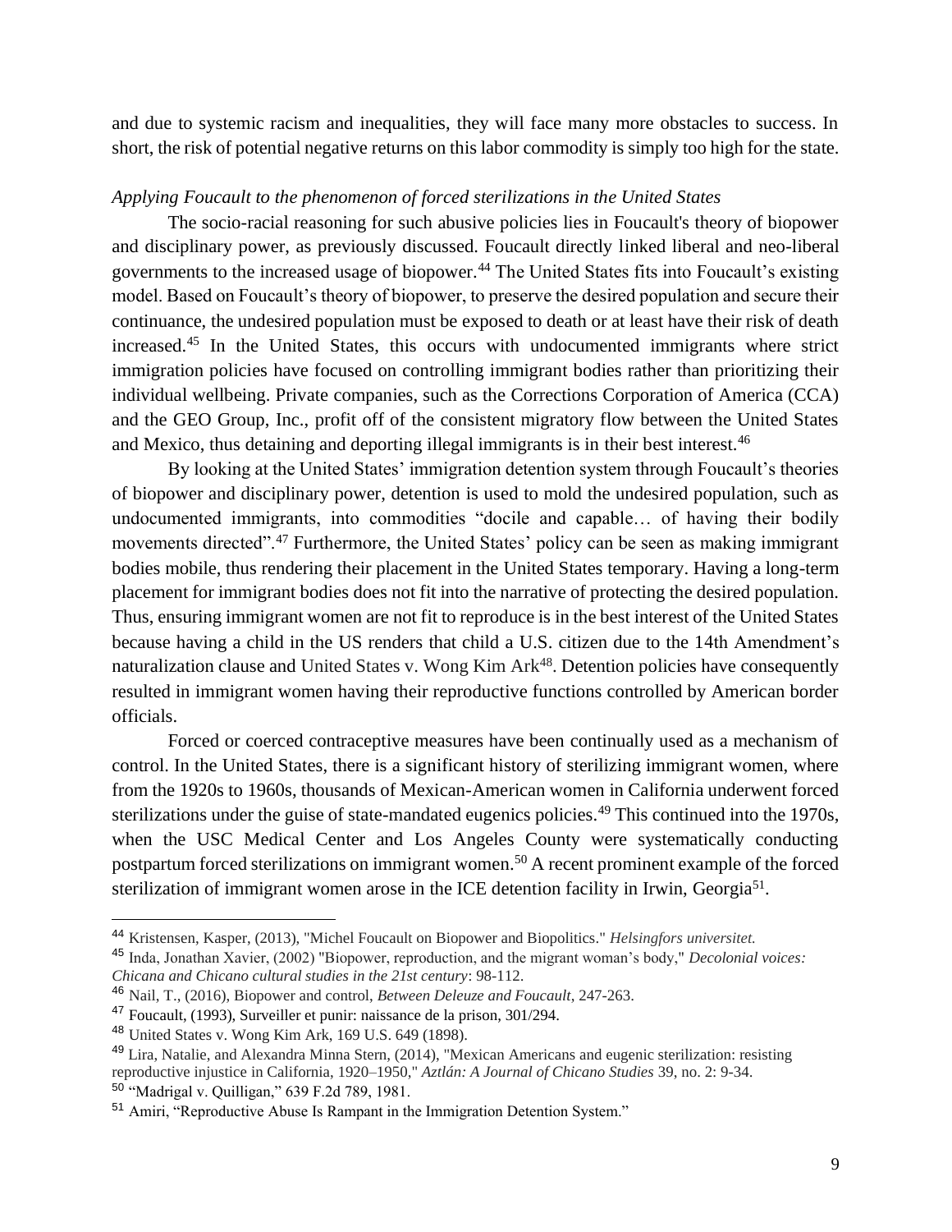and due to systemic racism and inequalities, they will face many more obstacles to success. In short, the risk of potential negative returns on this labor commodity is simply too high for the state.

### *Applying Foucault to the phenomenon of forced sterilizations in the United States*

The socio-racial reasoning for such abusive policies lies in Foucault's theory of biopower and disciplinary power, as previously discussed. Foucault directly linked liberal and neo-liberal governments to the increased usage of biopower.[44] The United States fits into Foucault's existing model. Based on Foucault's theory of biopower, to preserve the desired population and secure their continuance, the undesired population must be exposed to death or at least have their risk of death increased.[45] In the United States, this occurs with undocumented immigrants where strict immigration policies have focused on controlling immigrant bodies rather than prioritizing their individual wellbeing. Private companies, such as the Corrections Corporation of America (CCA) and the GEO Group, Inc., profit off of the consistent migratory flow between the United States and Mexico, thus detaining and deporting illegal immigrants is in their best interest.[46]

By looking at the United States' immigration detention system through Foucault's theories of biopower and disciplinary power, detention is used to mold the undesired population, such as undocumented immigrants, into commodities "docile and capable… of having their bodily movements directed".[47] Furthermore, the United States' policy can be seen as making immigrant bodies mobile, thus rendering their placement in the United States temporary. Having a long-term placement for immigrant bodies does not fit into the narrative of protecting the desired population. Thus, ensuring immigrant women are not fit to reproduce is in the best interest of the United States because having a child in the US renders that child a U.S. citizen due to the 14th Amendment's naturalization clause and United States v. Wong Kim Ark[48]. Detention policies have consequently resulted in immigrant women having their reproductive functions controlled by American border officials.

Forced or coerced contraceptive measures have been continually used as a mechanism of control. In the United States, there is a significant history of sterilizing immigrant women, where from the 1920s to 1960s, thousands of Mexican-American women in California underwent forced sterilizations under the guise of state-mandated eugenics policies.[49] This continued into the 1970s, when the USC Medical Center and Los Angeles County were systematically conducting postpartum forced sterilizations on immigrant women.[50] A recent prominent example of the forced sterilization of immigrant women arose in the ICE detention facility in Irwin, Georgia[51].

---

[44] Kristensen, Kasper, (2013), "Michel Foucault on Biopower and Biopolitics." *Helsingfors universitet.*

[45] Inda, Jonathan Xavier, (2002) "Biopower, reproduction, and the migrant woman's body," *Decolonial voices: Chicana and Chicano cultural studies in the 21st century*: 98-112.

[46] Nail, T., (2016), Biopower and control, *Between Deleuze and Foucault*, 247-263.

[47] Foucault, (1993), Surveiller et punir: naissance de la prison, 301/294.

[48] United States v. Wong Kim Ark, 169 U.S. 649 (1898).

[49] Lira, Natalie, and Alexandra Minna Stern, (2014), "Mexican Americans and eugenic sterilization: resisting reproductive injustice in California, 1920–1950," *Aztlán: A Journal of Chicano Studies* 39, no. 2: 9-34.

[50] "Madrigal v. Quilligan," 639 F.2d 789, 1981.

[51] Amiri, "Reproductive Abuse Is Rampant in the Immigration Detention System."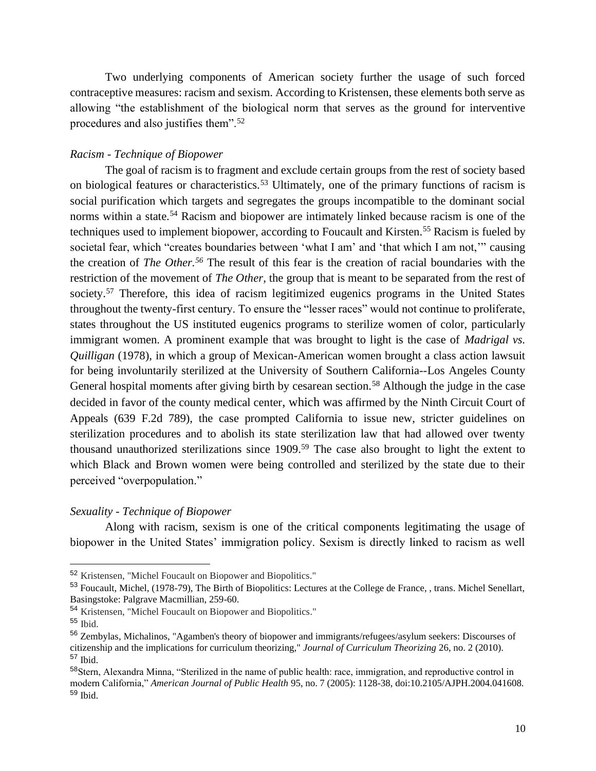Two underlying components of American society further the usage of such forced contraceptive measures: racism and sexism. According to Kristensen, these elements both serve as allowing "the establishment of the biological norm that serves as the ground for interventive procedures and also justifies them".[52]

*Racism - Technique of Biopower*

The goal of racism is to fragment and exclude certain groups from the rest of society based on biological features or characteristics.[53] Ultimately, one of the primary functions of racism is social purification which targets and segregates the groups incompatible to the dominant social norms within a state.[54] Racism and biopower are intimately linked because racism is one of the techniques used to implement biopower, according to Foucault and Kirsten.[55] Racism is fueled by societal fear, which "creates boundaries between 'what I am' and 'that which I am not,'" causing the creation of *The Other.*[56] The result of this fear is the creation of racial boundaries with the restriction of the movement of *The Other*, the group that is meant to be separated from the rest of society.[57] Therefore, this idea of racism legitimized eugenics programs in the United States throughout the twenty-first century. To ensure the "lesser races" would not continue to proliferate, states throughout the US instituted eugenics programs to sterilize women of color, particularly immigrant women. A prominent example that was brought to light is the case of *Madrigal vs. Quilligan* (1978), in which a group of Mexican-American women brought a class action lawsuit for being involuntarily sterilized at the University of Southern California--Los Angeles County General hospital moments after giving birth by cesarean section.[58] Although the judge in the case decided in favor of the county medical center, which was affirmed by the Ninth Circuit Court of Appeals (639 F.2d 789), the case prompted California to issue new, stricter guidelines on sterilization procedures and to abolish its state sterilization law that had allowed over twenty thousand unauthorized sterilizations since 1909.[59] The case also brought to light the extent to which Black and Brown women were being controlled and sterilized by the state due to their perceived "overpopulation."

*Sexuality - Technique of Biopower*

Along with racism, sexism is one of the critical components legitimating the usage of biopower in the United States' immigration policy. Sexism is directly linked to racism as well

---

[52] Kristensen, "Michel Foucault on Biopower and Biopolitics."

[53] Foucault, Michel, (1978-79), The Birth of Biopolitics: Lectures at the College de France, , trans. Michel Senellart, Basingstoke: Palgrave Macmillian, 259-60.

[54] Kristensen, "Michel Foucault on Biopower and Biopolitics."

[55] Ibid.

[56] Zembylas, Michalinos, "Agamben's theory of biopower and immigrants/refugees/asylum seekers: Discourses of citizenship and the implications for curriculum theorizing," *Journal of Curriculum Theorizing* 26, no. 2 (2010).

[57] Ibid.

[58] Stern, Alexandra Minna, "Sterilized in the name of public health: race, immigration, and reproductive control in modern California," *American Journal of Public Health* 95, no. 7 (2005): 1128-38, doi:10.2105/AJPH.2004.041608.

[59] Ibid.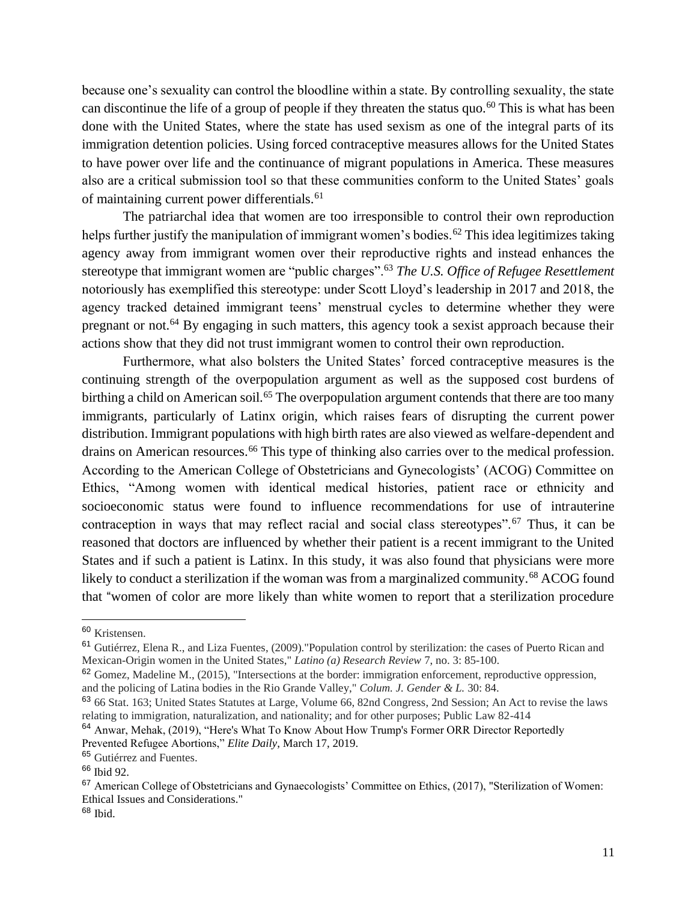because one's sexuality can control the bloodline within a state. By controlling sexuality, the state can discontinue the life of a group of people if they threaten the status quo.[60] This is what has been done with the United States, where the state has used sexism as one of the integral parts of its immigration detention policies. Using forced contraceptive measures allows for the United States to have power over life and the continuance of migrant populations in America. These measures also are a critical submission tool so that these communities conform to the United States' goals of maintaining current power differentials.[61]

The patriarchal idea that women are too irresponsible to control their own reproduction helps further justify the manipulation of immigrant women's bodies.[62] This idea legitimizes taking agency away from immigrant women over their reproductive rights and instead enhances the stereotype that immigrant women are "public charges".[63] *The U.S. Office of Refugee Resettlement* notoriously has exemplified this stereotype: under Scott Lloyd's leadership in 2017 and 2018, the agency tracked detained immigrant teens' menstrual cycles to determine whether they were pregnant or not.[64] By engaging in such matters, this agency took a sexist approach because their actions show that they did not trust immigrant women to control their own reproduction.

Furthermore, what also bolsters the United States' forced contraceptive measures is the continuing strength of the overpopulation argument as well as the supposed cost burdens of birthing a child on American soil.[65] The overpopulation argument contends that there are too many immigrants, particularly of Latinx origin, which raises fears of disrupting the current power distribution. Immigrant populations with high birth rates are also viewed as welfare-dependent and drains on American resources.[66] This type of thinking also carries over to the medical profession. According to the American College of Obstetricians and Gynecologists' (ACOG) Committee on Ethics, "Among women with identical medical histories, patient race or ethnicity and socioeconomic status were found to influence recommendations for use of intrauterine contraception in ways that may reflect racial and social class stereotypes".[67] Thus, it can be reasoned that doctors are influenced by whether their patient is a recent immigrant to the United States and if such a patient is Latinx. In this study, it was also found that physicians were more likely to conduct a sterilization if the woman was from a marginalized community.[68] ACOG found that "women of color are more likely than white women to report that a sterilization procedure

---

[60] Kristensen.

[61] Gutiérrez, Elena R., and Liza Fuentes, (2009)."Population control by sterilization: the cases of Puerto Rican and Mexican-Origin women in the United States," *Latino (a) Research Review* 7, no. 3: 85-100.

[62] Gomez, Madeline M., (2015), "Intersections at the border: immigration enforcement, reproductive oppression, and the policing of Latina bodies in the Rio Grande Valley," *Colum. J. Gender & L.* 30: 84.

[63] 66 Stat. 163; United States Statutes at Large, Volume 66, 82nd Congress, 2nd Session; An Act to revise the laws relating to immigration, naturalization, and nationality; and for other purposes; Public Law 82-414

[64] Anwar, Mehak, (2019), "Here's What To Know About How Trump's Former ORR Director Reportedly Prevented Refugee Abortions," *Elite Daily*, March 17, 2019.

[65] Gutiérrez and Fuentes.

[66] Ibid 92.

[67] American College of Obstetricians and Gynaecologists' Committee on Ethics, (2017), "Sterilization of Women: Ethical Issues and Considerations."

[68] Ibid.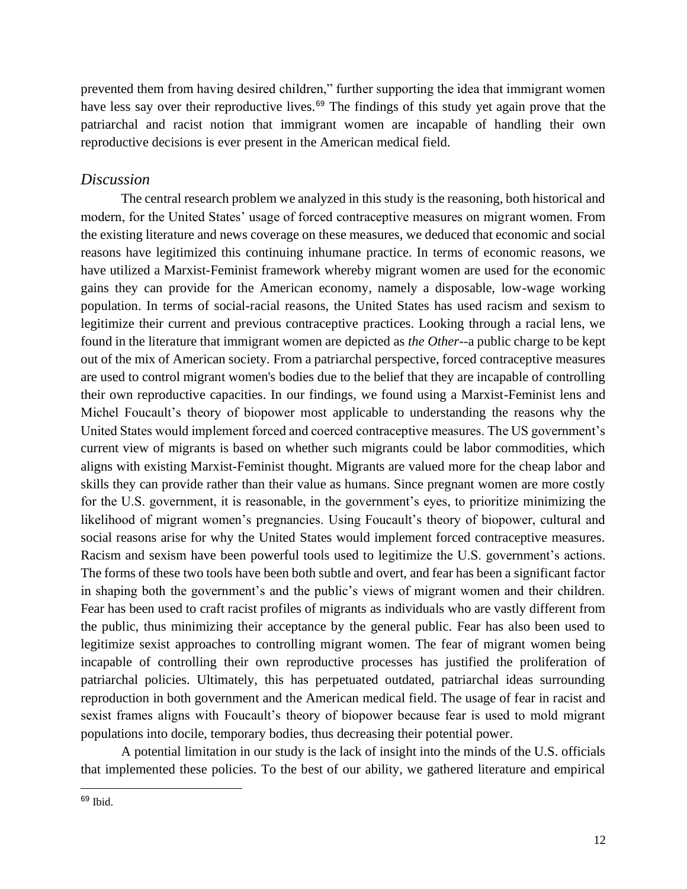prevented them from having desired children," further supporting the idea that immigrant women have less say over their reproductive lives.[69] The findings of this study yet again prove that the patriarchal and racist notion that immigrant women are incapable of handling their own reproductive decisions is ever present in the American medical field.

## *Discussion*

The central research problem we analyzed in this study is the reasoning, both historical and modern, for the United States' usage of forced contraceptive measures on migrant women. From the existing literature and news coverage on these measures, we deduced that economic and social reasons have legitimized this continuing inhumane practice. In terms of economic reasons, we have utilized a Marxist-Feminist framework whereby migrant women are used for the economic gains they can provide for the American economy, namely a disposable, low-wage working population. In terms of social-racial reasons, the United States has used racism and sexism to legitimize their current and previous contraceptive practices. Looking through a racial lens, we found in the literature that immigrant women are depicted as *the Other*--a public charge to be kept out of the mix of American society. From a patriarchal perspective, forced contraceptive measures are used to control migrant women's bodies due to the belief that they are incapable of controlling their own reproductive capacities. In our findings, we found using a Marxist-Feminist lens and Michel Foucault's theory of biopower most applicable to understanding the reasons why the United States would implement forced and coerced contraceptive measures. The US government's current view of migrants is based on whether such migrants could be labor commodities, which aligns with existing Marxist-Feminist thought. Migrants are valued more for the cheap labor and skills they can provide rather than their value as humans. Since pregnant women are more costly for the U.S. government, it is reasonable, in the government's eyes, to prioritize minimizing the likelihood of migrant women's pregnancies. Using Foucault's theory of biopower, cultural and social reasons arise for why the United States would implement forced contraceptive measures. Racism and sexism have been powerful tools used to legitimize the U.S. government's actions. The forms of these two tools have been both subtle and overt, and fear has been a significant factor in shaping both the government's and the public's views of migrant women and their children. Fear has been used to craft racist profiles of migrants as individuals who are vastly different from the public, thus minimizing their acceptance by the general public. Fear has also been used to legitimize sexist approaches to controlling migrant women. The fear of migrant women being incapable of controlling their own reproductive processes has justified the proliferation of patriarchal policies. Ultimately, this has perpetuated outdated, patriarchal ideas surrounding reproduction in both government and the American medical field. The usage of fear in racist and sexist frames aligns with Foucault's theory of biopower because fear is used to mold migrant populations into docile, temporary bodies, thus decreasing their potential power.

A potential limitation in our study is the lack of insight into the minds of the U.S. officials that implemented these policies. To the best of our ability, we gathered literature and empirical

---

[69] Ibid.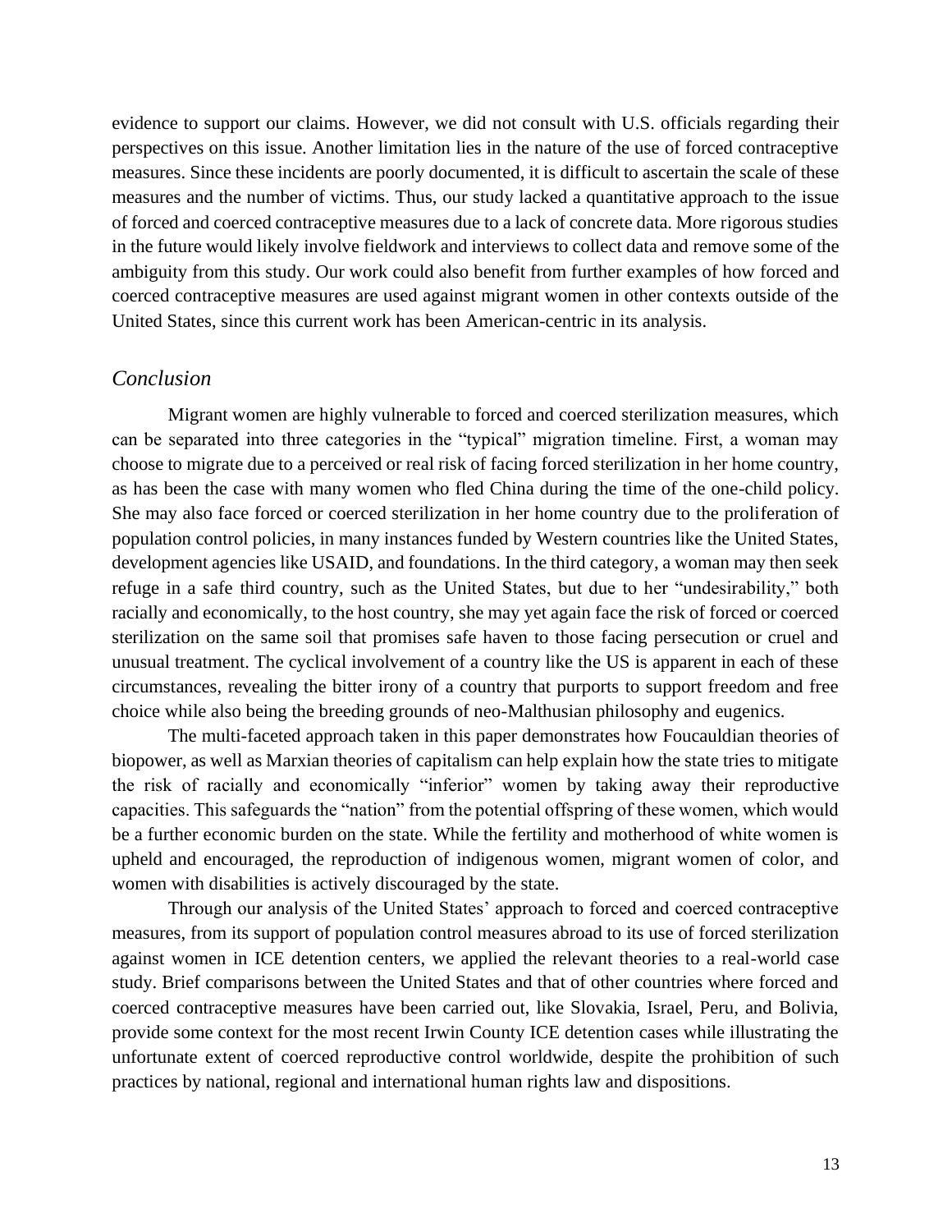evidence to support our claims. However, we did not consult with U.S. officials regarding their perspectives on this issue. Another limitation lies in the nature of the use of forced contraceptive measures. Since these incidents are poorly documented, it is difficult to ascertain the scale of these measures and the number of victims. Thus, our study lacked a quantitative approach to the issue of forced and coerced contraceptive measures due to a lack of concrete data. More rigorous studies in the future would likely involve fieldwork and interviews to collect data and remove some of the ambiguity from this study. Our work could also benefit from further examples of how forced and coerced contraceptive measures are used against migrant women in other contexts outside of the United States, since this current work has been American-centric in its analysis.

### *Conclusion*

Migrant women are highly vulnerable to forced and coerced sterilization measures, which can be separated into three categories in the "typical" migration timeline. First, a woman may choose to migrate due to a perceived or real risk of facing forced sterilization in her home country, as has been the case with many women who fled China during the time of the one-child policy. She may also face forced or coerced sterilization in her home country due to the proliferation of population control policies, in many instances funded by Western countries like the United States, development agencies like USAID, and foundations. In the third category, a woman may then seek refuge in a safe third country, such as the United States, but due to her "undesirability," both racially and economically, to the host country, she may yet again face the risk of forced or coerced sterilization on the same soil that promises safe haven to those facing persecution or cruel and unusual treatment. The cyclical involvement of a country like the US is apparent in each of these circumstances, revealing the bitter irony of a country that purports to support freedom and free choice while also being the breeding grounds of neo-Malthusian philosophy and eugenics.

The multi-faceted approach taken in this paper demonstrates how Foucauldian theories of biopower, as well as Marxian theories of capitalism can help explain how the state tries to mitigate the risk of racially and economically "inferior" women by taking away their reproductive capacities. This safeguards the "nation" from the potential offspring of these women, which would be a further economic burden on the state. While the fertility and motherhood of white women is upheld and encouraged, the reproduction of indigenous women, migrant women of color, and women with disabilities is actively discouraged by the state.

Through our analysis of the United States' approach to forced and coerced contraceptive measures, from its support of population control measures abroad to its use of forced sterilization against women in ICE detention centers, we applied the relevant theories to a real-world case study. Brief comparisons between the United States and that of other countries where forced and coerced contraceptive measures have been carried out, like Slovakia, Israel, Peru, and Bolivia, provide some context for the most recent Irwin County ICE detention cases while illustrating the unfortunate extent of coerced reproductive control worldwide, despite the prohibition of such practices by national, regional and international human rights law and dispositions.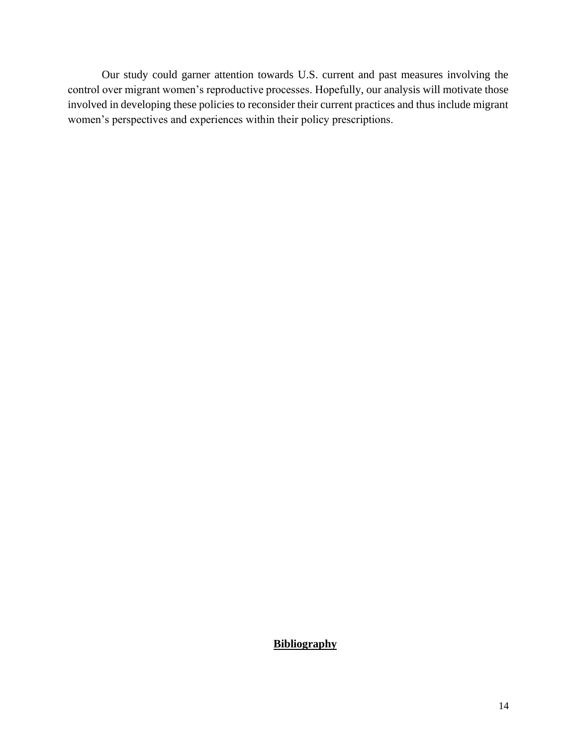Our study could garner attention towards U.S. current and past measures involving the control over migrant women's reproductive processes. Hopefully, our analysis will motivate those involved in developing these policies to reconsider their current practices and thus include migrant women's perspectives and experiences within their policy prescriptions.

## **Bibliography**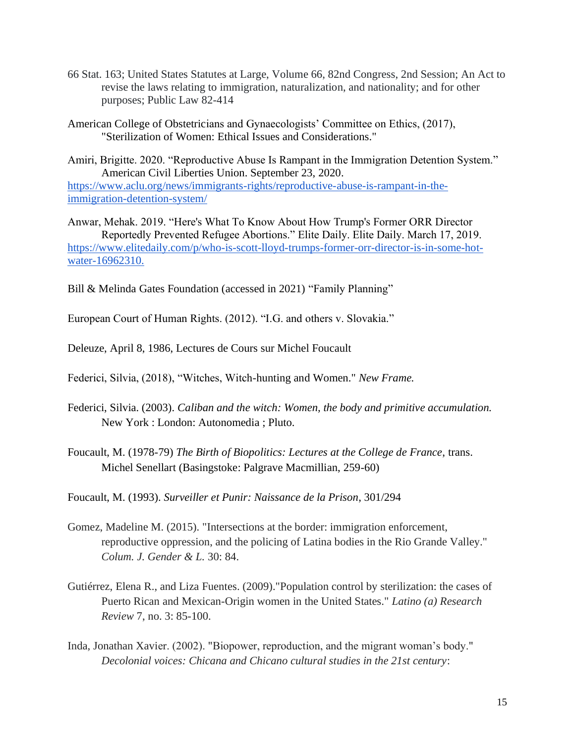66 Stat. 163; United States Statutes at Large, Volume 66, 82nd Congress, 2nd Session; An Act to revise the laws relating to immigration, naturalization, and nationality; and for other purposes; Public Law 82-414

American College of Obstetricians and Gynaecologists' Committee on Ethics, (2017), "Sterilization of Women: Ethical Issues and Considerations."

Amiri, Brigitte. 2020. "Reproductive Abuse Is Rampant in the Immigration Detention System." American Civil Liberties Union. September 23, 2020. https://www.aclu.org/news/immigrants-rights/reproductive-abuse-is-rampant-in-the-immigration-detention-system/

Anwar, Mehak. 2019. "Here's What To Know About How Trump's Former ORR Director Reportedly Prevented Refugee Abortions." Elite Daily. Elite Daily. March 17, 2019. https://www.elitedaily.com/p/who-is-scott-lloyd-trumps-former-orr-director-is-in-some-hot-water-16962310.

Bill & Melinda Gates Foundation (accessed in 2021) "Family Planning"

European Court of Human Rights. (2012). "I.G. and others v. Slovakia."

Deleuze, April 8, 1986, Lectures de Cours sur Michel Foucault

Federici, Silvia, (2018), "Witches, Witch-hunting and Women." *New Frame.*

Federici, Silvia. (2003). *Caliban and the witch: Women, the body and primitive accumulation.* New York : London: Autonomedia ; Pluto.

Foucault, M. (1978-79) *The Birth of Biopolitics: Lectures at the College de France*, trans. Michel Senellart (Basingstoke: Palgrave Macmillian, 259-60)

Foucault, M. (1993). *Surveiller et Punir: Naissance de la Prison*, 301/294

Gomez, Madeline M. (2015). "Intersections at the border: immigration enforcement, reproductive oppression, and the policing of Latina bodies in the Rio Grande Valley." *Colum. J. Gender & L.* 30: 84.

Gutiérrez, Elena R., and Liza Fuentes. (2009)."Population control by sterilization: the cases of Puerto Rican and Mexican-Origin women in the United States." *Latino (a) Research Review* 7, no. 3: 85-100.

Inda, Jonathan Xavier. (2002). "Biopower, reproduction, and the migrant woman's body." *Decolonial voices: Chicana and Chicano cultural studies in the 21st century*: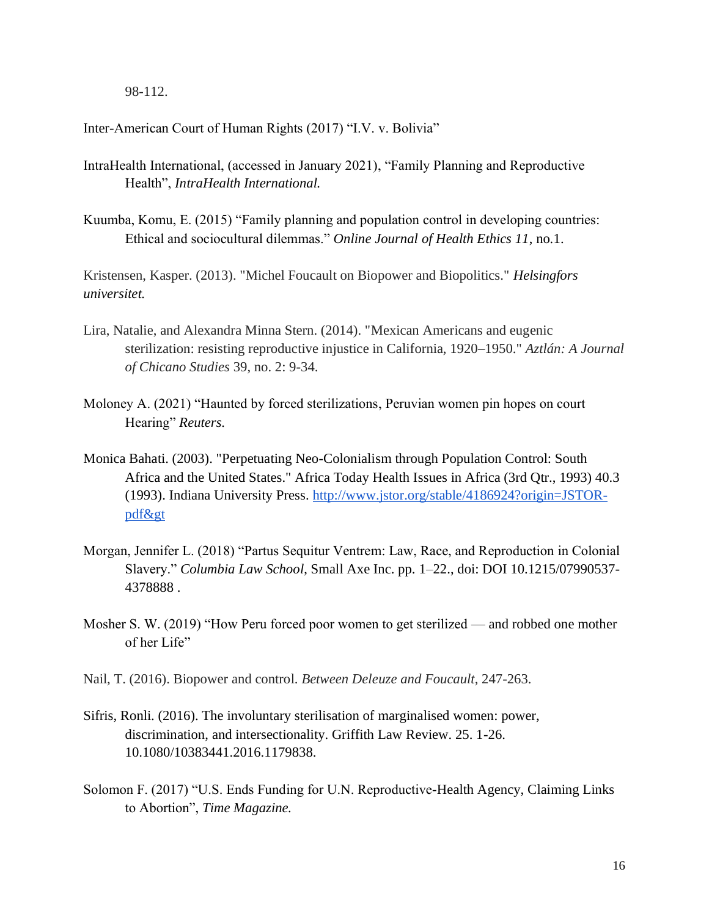98-112.

Inter-American Court of Human Rights (2017) "I.V. v. Bolivia"

IntraHealth International, (accessed in January 2021), "Family Planning and Reproductive Health", *IntraHealth International.*

Kuumba, Komu, E. (2015) "Family planning and population control in developing countries: Ethical and sociocultural dilemmas." *Online Journal of Health Ethics 11,* no.1.

Kristensen, Kasper. (2013). "Michel Foucault on Biopower and Biopolitics." ***Helsingfors universitet.***

Lira, Natalie, and Alexandra Minna Stern. (2014). "Mexican Americans and eugenic sterilization: resisting reproductive injustice in California, 1920–1950." *Aztlán: A Journal of Chicano Studies* 39, no. 2: 9-34.

Moloney A. (2021) "Haunted by forced sterilizations, Peruvian women pin hopes on court Hearing" *Reuters.*

Monica Bahati. (2003). "Perpetuating Neo-Colonialism through Population Control: South Africa and the United States." Africa Today Health Issues in Africa (3rd Qtr., 1993) 40.3 (1993). Indiana University Press. http://www.jstor.org/stable/4186924?origin=JSTOR-pdf&gt

Morgan, Jennifer L. (2018) "Partus Sequitur Ventrem: Law, Race, and Reproduction in Colonial Slavery." *Columbia Law School*, Small Axe Inc. pp. 1–22., doi: DOI 10.1215/07990537-4378888 .

Mosher S. W. (2019) "How Peru forced poor women to get sterilized — and robbed one mother of her Life"

Nail, T. (2016). Biopower and control. *Between Deleuze and Foucault*, 247-263.

Sifris, Ronli. (2016). The involuntary sterilisation of marginalised women: power, discrimination, and intersectionality. Griffith Law Review. 25. 1-26. 10.1080/10383441.2016.1179838.

Solomon F. (2017) "U.S. Ends Funding for U.N. Reproductive-Health Agency, Claiming Links to Abortion", *Time Magazine.*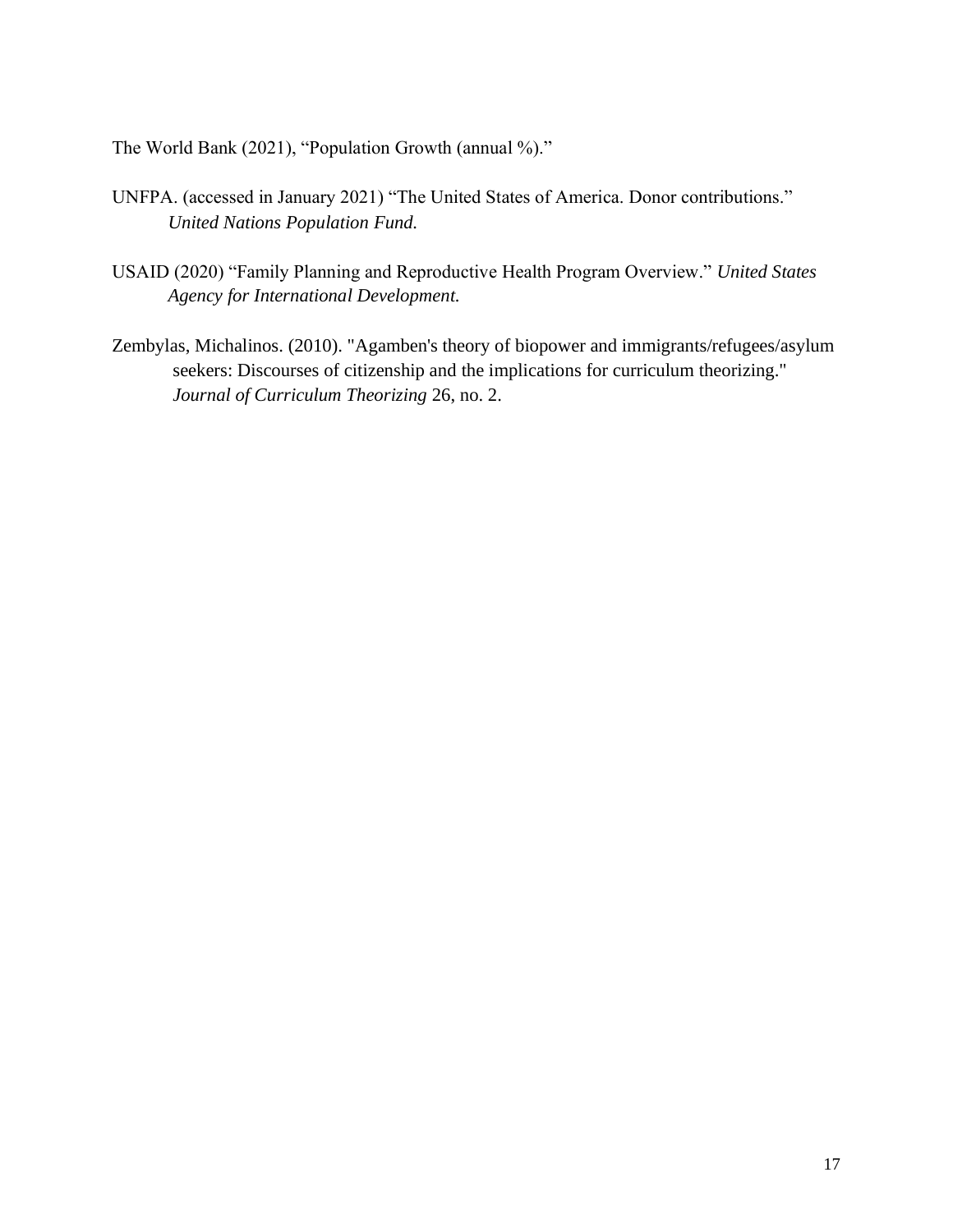The World Bank (2021), “Population Growth (annual %).”

UNFPA. (accessed in January 2021) “The United States of America. Donor contributions.” *United Nations Population Fund.*

USAID (2020) “Family Planning and Reproductive Health Program Overview.” *United States Agency for International Development.*

Zembylas, Michalinos. (2010). "Agamben's theory of biopower and immigrants/refugees/asylum seekers: Discourses of citizenship and the implications for curriculum theorizing." *Journal of Curriculum Theorizing* 26, no. 2.